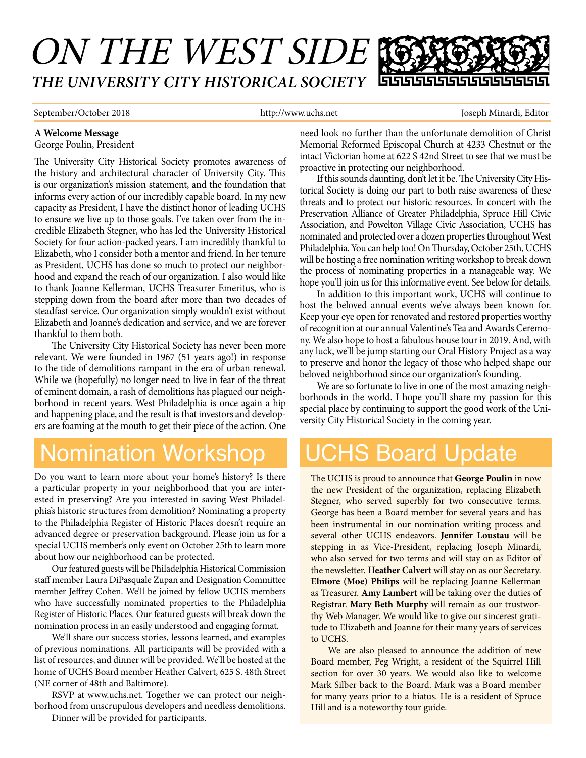# ON THE WEST SIDE

## THE UNIVERSITY CITY HISTORICAL SOCIETY

September/October 2018 | http://www.uchs.net | Joseph Minardi, Editor

**A Welcome Message**
George Poulin, President

The University City Historical Society promotes awareness of the history and architectural character of University City. This is our organization's mission statement, and the foundation that informs every action of our incredibly capable board. In my new capacity as President, I have the distinct honor of leading UCHS to ensure we live up to those goals. I've taken over from the incredible Elizabeth Stegner, who has led the University Historical Society for four action-packed years. I am incredibly thankful to Elizabeth, who I consider both a mentor and friend. In her tenure as President, UCHS has done so much to protect our neighborhood and expand the reach of our organization. I also would like to thank Joanne Kellerman, UCHS Treasurer Emeritus, who is stepping down from the board after more than two decades of steadfast service. Our organization simply wouldn't exist without Elizabeth and Joanne's dedication and service, and we are forever thankful to them both.

The University City Historical Society has never been more relevant. We were founded in 1967 (51 years ago!) in response to the tide of demolitions rampant in the era of urban renewal. While we (hopefully) no longer need to live in fear of the threat of eminent domain, a rash of demolitions has plagued our neighborhood in recent years. West Philadelphia is once again a hip and happening place, and the result is that investors and developers are foaming at the mouth to get their piece of the action. One need look no further than the unfortunate demolition of Christ Memorial Reformed Episcopal Church at 4233 Chestnut or the intact Victorian home at 622 S 42nd Street to see that we must be proactive in protecting our neighborhood.

If this sounds daunting, don't let it be. The University City Historical Society is doing our part to both raise awareness of these threats and to protect our historic resources. In concert with the Preservation Alliance of Greater Philadelphia, Spruce Hill Civic Association, and Powelton Village Civic Association, UCHS has nominated and protected over a dozen properties throughout West Philadelphia. You can help too! On Thursday, October 25th, UCHS will be hosting a free nomination writing workshop to break down the process of nominating properties in a manageable way. We hope you'll join us for this informative event. See below for details.

In addition to this important work, UCHS will continue to host the beloved annual events we've always been known for. Keep your eye open for renovated and restored properties worthy of recognition at our annual Valentine's Tea and Awards Ceremony. We also hope to host a fabulous house tour in 2019. And, with any luck, we'll be jump starting our Oral History Project as a way to preserve and honor the legacy of those who helped shape our beloved neighborhood since our organization's founding.

We are so fortunate to live in one of the most amazing neighborhoods in the world. I hope you'll share my passion for this special place by continuing to support the good work of the University City Historical Society in the coming year.

## Nomination Workshop

Do you want to learn more about your home's history? Is there a particular property in your neighborhood that you are interested in preserving? Are you interested in saving West Philadelphia's historic structures from demolition? Nominating a property to the Philadelphia Register of Historic Places doesn't require an advanced degree or preservation background. Please join us for a special UCHS member's only event on October 25th to learn more about how our neighborhood can be protected.

Our featured guests will be Philadelphia Historical Commission staff member Laura DiPasquale Zupan and Designation Committee member Jeffrey Cohen. We'll be joined by fellow UCHS members who have successfully nominated properties to the Philadelphia Register of Historic Places. Our featured guests will break down the nomination process in an easily understood and engaging format.

We'll share our success stories, lessons learned, and examples of previous nominations. All participants will be provided with a list of resources, and dinner will be provided. We'll be hosted at the home of UCHS Board member Heather Calvert, 625 S. 48th Street (NE corner of 48th and Baltimore).

RSVP at www.uchs.net. Together we can protect our neighborhood from unscrupulous developers and needless demolitions.

Dinner will be provided for participants.

## UCHS Board Update

The UCHS is proud to announce that **George Poulin** in now the new President of the organization, replacing Elizabeth Stegner, who served superbly for two consecutive terms. George has been a Board member for several years and has been instrumental in our nomination writing process and several other UCHS endeavors. **Jennifer Loustau** will be stepping in as Vice-President, replacing Joseph Minardi, who also served for two terms and will stay on as Editor of the newsletter. **Heather Calvert** will stay on as our Secretary. **Elmore (Moe) Philips** will be replacing Joanne Kellerman as Treasurer. **Amy Lambert** will be taking over the duties of Registrar. **Mary Beth Murphy** will remain as our trustworthy Web Manager. We would like to give our sincerest gratitude to Elizabeth and Joanne for their many years of services to UCHS.

We are also pleased to announce the addition of new Board member, Peg Wright, a resident of the Squirrel Hill section for over 30 years. We would also like to welcome Mark Silber back to the Board. Mark was a Board member for many years prior to a hiatus. He is a resident of Spruce Hill and is a noteworthy tour guide.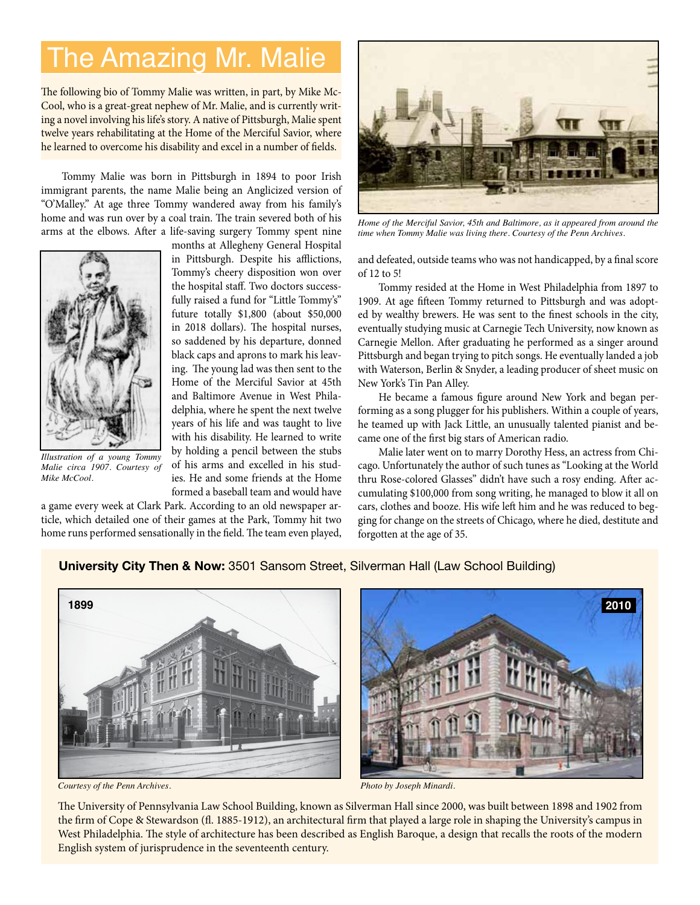# The Amazing Mr. Malie

The following bio of Tommy Malie was written, in part, by Mike McCool, who is a great-great nephew of Mr. Malie, and is currently writing a novel involving his life's story. A native of Pittsburgh, Malie spent twelve years rehabilitating at the Home of the Merciful Savior, where he learned to overcome his disability and excel in a number of fields.

Tommy Malie was born in Pittsburgh in 1894 to poor Irish immigrant parents, the name Malie being an Anglicized version of "O'Malley." At age three Tommy wandered away from his family's home and was run over by a coal train. The train severed both of his arms at the elbows. After a life-saving surgery Tommy spent nine months at Allegheny General Hospital in Pittsburgh. Despite his afflictions, Tommy's cheery disposition won over the hospital staff. Two doctors successfully raised a fund for "Little Tommy's" future totally $1,800 (about $50,000 in 2018 dollars). The hospital nurses, so saddened by his departure, donned black caps and aprons to mark his leaving. The young lad was then sent to the Home of the Merciful Savior at 45th and Baltimore Avenue in West Philadelphia, where he spent the next twelve years of his life and was taught to live with his disability. He learned to write by holding a pencil between the stubs of his arms and excelled in his studies. He and some friends at the Home formed a baseball team and would have a game every week at Clark Park. According to an old newspaper article, which detailed one of their games at the Park, Tommy hit two home runs performed sensationally in the field. The team even played, and defeated, outside teams who was not handicapped, by a final score of 12 to 5!

*Illustration of a young Tommy Malie circa 1907. Courtesy of Mike McCool.*

*Home of the Merciful Savior, 45th and Baltimore, as it appeared from around the time when Tommy Malie was living there. Courtesy of the Penn Archives.*

Tommy resided at the Home in West Philadelphia from 1897 to 1909. At age fifteen Tommy returned to Pittsburgh and was adopted by wealthy brewers. He was sent to the finest schools in the city, eventually studying music at Carnegie Tech University, now known as Carnegie Mellon. After graduating he performed as a singer around Pittsburgh and began trying to pitch songs. He eventually landed a job with Waterson, Berlin & Snyder, a leading producer of sheet music on New York's Tin Pan Alley.

He became a famous figure around New York and began performing as a song plugger for his publishers. Within a couple of years, he teamed up with Jack Little, an unusually talented pianist and became one of the first big stars of American radio.

Malie later went on to marry Dorothy Hess, an actress from Chicago. Unfortunately the author of such tunes as "Looking at the World thru Rose-colored Glasses" didn't have such a rosy ending. After accumulating $100,000 from song writing, he managed to blow it all on cars, clothes and booze. His wife left him and he was reduced to begging for change on the streets of Chicago, where he died, destitute and forgotten at the age of 35.

## **University City Then & Now:** 3501 Sansom Street, Silverman Hall (Law School Building)

1899

*Courtesy of the Penn Archives.*

2010

*Photo by Joseph Minardi.*

The University of Pennsylvania Law School Building, known as Silverman Hall since 2000, was built between 1898 and 1902 from the firm of Cope & Stewardson (fl. 1885-1912), an architectural firm that played a large role in shaping the University's campus in West Philadelphia. The style of architecture has been described as English Baroque, a design that recalls the roots of the modern English system of jurisprudence in the seventeenth century.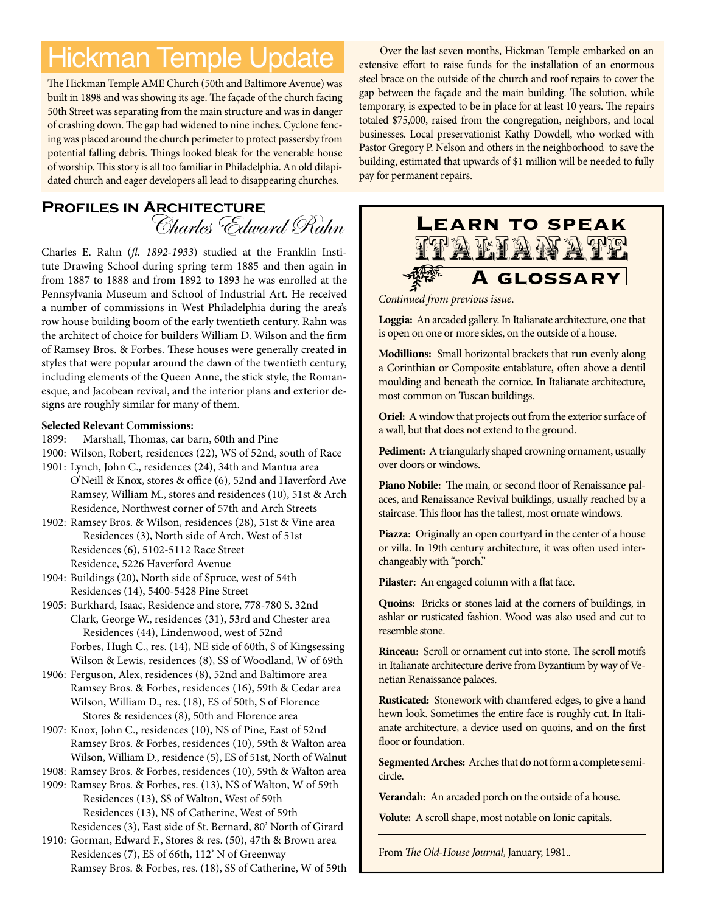# Hickman Temple Update

The Hickman Temple AME Church (50th and Baltimore Avenue) was built in 1898 and was showing its age. The façade of the church facing 50th Street was separating from the main structure and was in danger of crashing down. The gap had widened to nine inches. Cyclone fencing was placed around the church perimeter to protect passersby from potential falling debris. Things looked bleak for the venerable house of worship. This story is all too familiar in Philadelphia. An old dilapidated church and eager developers all lead to disappearing churches.

Over the last seven months, Hickman Temple embarked on an extensive effort to raise funds for the installation of an enormous steel brace on the outside of the church and roof repairs to cover the gap between the façade and the main building. The solution, while temporary, is expected to be in place for at least 10 years. The repairs totaled $75,000, raised from the congregation, neighbors, and local businesses. Local preservationist Kathy Dowdell, who worked with Pastor Gregory P. Nelson and others in the neighborhood to save the building, estimated that upwards of $1 million will be needed to fully pay for permanent repairs.

## Profiles in Architecture
### Charles Edward Rahn

Charles E. Rahn (*fl. 1892-1933*) studied at the Franklin Institute Drawing School during spring term 1885 and then again in from 1887 to 1888 and from 1892 to 1893 he was enrolled at the Pennsylvania Museum and School of Industrial Art. He received a number of commissions in West Philadelphia during the area's row house building boom of the early twentieth century. Rahn was the architect of choice for builders William D. Wilson and the firm of Ramsey Bros. & Forbes. These houses were generally created in styles that were popular around the dawn of the twentieth century, including elements of the Queen Anne, the stick style, the Romanesque, and Jacobean revival, and the interior plans and exterior designs are roughly similar for many of them.

**Selected Relevant Commissions:**

1899: Marshall, Thomas, car barn, 60th and Pine
1900: Wilson, Robert, residences (22), WS of 52nd, south of Race
1901: Lynch, John C., residences (24), 34th and Mantua area
O'Neill & Knox, stores & office (6), 52nd and Haverford Ave
Ramsey, William M., stores and residences (10), 51st & Arch
Residence, Northwest corner of 57th and Arch Streets
1902: Ramsey Bros. & Wilson, residences (28), 51st & Vine area
Residences (3), North side of Arch, West of 51st
Residences (6), 5102-5112 Race Street
Residence, 5226 Haverford Avenue
1904: Buildings (20), North side of Spruce, west of 54th
Residences (14), 5400-5428 Pine Street
1905: Burkhard, Isaac, Residence and store, 778-780 S. 32nd
Clark, George W., residences (31), 53rd and Chester area
Residences (44), Lindenwood, west of 52nd
Forbes, Hugh C., res. (14), NE side of 60th, S of Kingsessing
Wilson & Lewis, residences (8), SS of Woodland, W of 69th
1906: Ferguson, Alex, residences (8), 52nd and Baltimore area
Ramsey Bros. & Forbes, residences (16), 59th & Cedar area
Wilson, William D., res. (18), ES of 50th, S of Florence
Stores & residences (8), 50th and Florence area
1907: Knox, John C., residences (10), NS of Pine, East of 52nd
Ramsey Bros. & Forbes, residences (10), 59th & Walton area
Wilson, William D., residence (5), ES of 51st, North of Walnut
1908: Ramsey Bros. & Forbes, residences (10), 59th & Walton area
1909: Ramsey Bros. & Forbes, res. (13), NS of Walton, W of 59th
Residences (13), SS of Walton, West of 59th
Residences (13), NS of Catherine, West of 59th
Residences (3), East side of St. Bernard, 80' North of Girard
1910: Gorman, Edward F., Stores & res. (50), 47th & Brown area
Residences (7), ES of 66th, 112' N of Greenway
Ramsey Bros. & Forbes, res. (18), SS of Catherine, W of 59th

## Learn to Speak Italianate
### A Glossary

*Continued from previous issue*.

**Loggia:** An arcaded gallery. In Italianate architecture, one that is open on one or more sides, on the outside of a house.

**Modillions:** Small horizontal brackets that run evenly along a Corinthian or Composite entablature, often above a dentil moulding and beneath the cornice. In Italianate architecture, most common on Tuscan buildings.

**Oriel:** A window that projects out from the exterior surface of a wall, but that does not extend to the ground.

**Pediment:** A triangularly shaped crowning ornament, usually over doors or windows.

**Piano Nobile:** The main, or second floor of Renaissance palaces, and Renaissance Revival buildings, usually reached by a staircase. This floor has the tallest, most ornate windows.

**Piazza:** Originally an open courtyard in the center of a house or villa. In 19th century architecture, it was often used interchangeably with "porch."

**Pilaster:** An engaged column with a flat face.

**Quoins:** Bricks or stones laid at the corners of buildings, in ashlar or rusticated fashion. Wood was also used and cut to resemble stone.

**Rinceau:** Scroll or ornament cut into stone. The scroll motifs in Italianate architecture derive from Byzantium by way of Venetian Renaissance palaces.

**Rusticated:** Stonework with chamfered edges, to give a hand hewn look. Sometimes the entire face is roughly cut. In Italianate architecture, a device used on quoins, and on the first floor or foundation.

**Segmented Arches:** Arches that do not form a complete semicircle.

**Verandah:** An arcaded porch on the outside of a house.

**Volute:** A scroll shape, most notable on Ionic capitals.

From *The Old-House Journal*, January, 1981..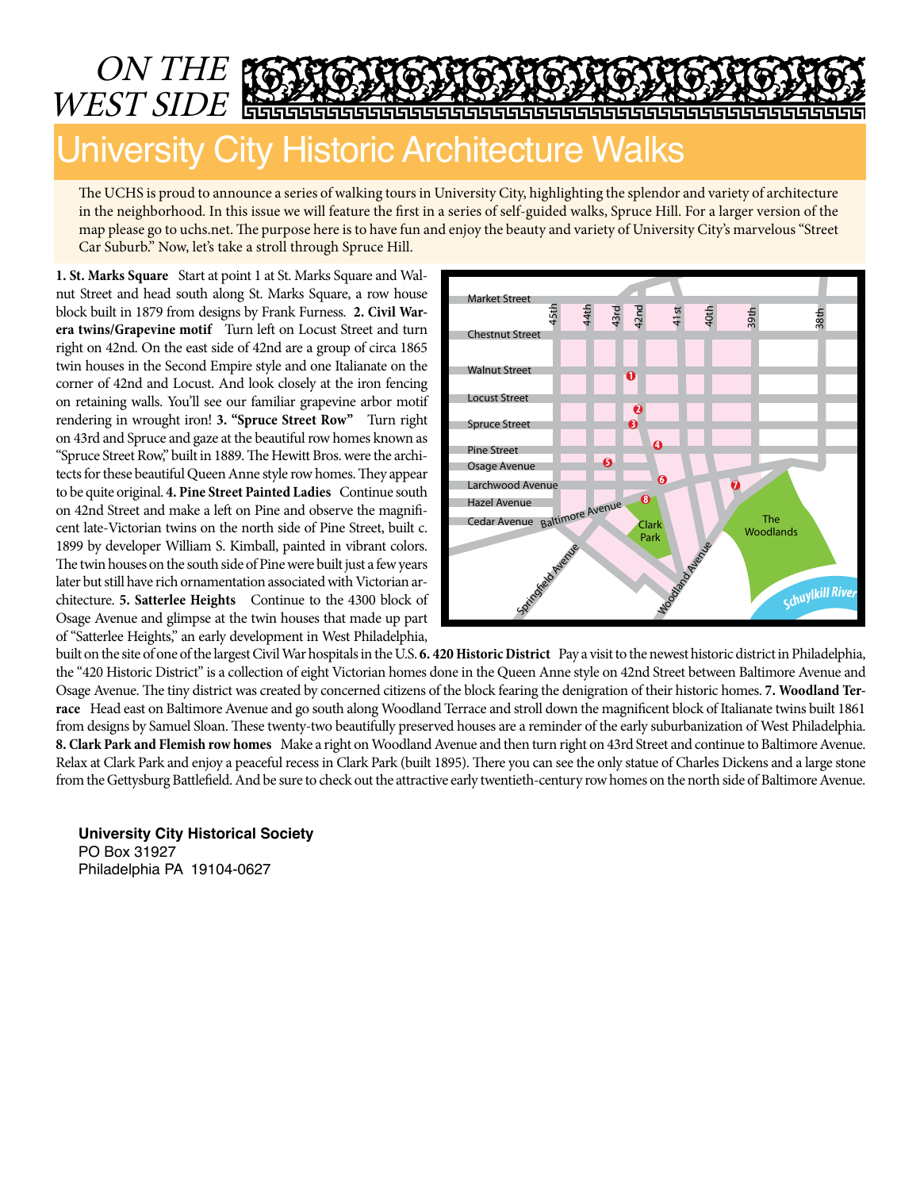# ON THE WEST SIDE

## University City Historic Architecture Walks

The UCHS is proud to announce a series of walking tours in University City, highlighting the splendor and variety of architecture in the neighborhood. In this issue we will feature the first in a series of self-guided walks, Spruce Hill. For a larger version of the map please go to uchs.net. The purpose here is to have fun and enjoy the beauty and variety of University City's marvelous "Street Car Suburb." Now, let's take a stroll through Spruce Hill.

**1. St. Marks Square** Start at point 1 at St. Marks Square and Walnut Street and head south along St. Marks Square, a row house block built in 1879 from designs by Frank Furness. **2. Civil War-era twins/Grapevine motif** Turn left on Locust Street and turn right on 42nd. On the east side of 42nd are a group of circa 1865 twin houses in the Second Empire style and one Italianate on the corner of 42nd and Locust. And look closely at the iron fencing on retaining walls. You'll see our familiar grapevine arbor motif rendering in wrought iron! **3. "Spruce Street Row"** Turn right on 43rd and Spruce and gaze at the beautiful row homes known as "Spruce Street Row," built in 1889. The Hewitt Bros. were the architects for these beautiful Queen Anne style row homes. They appear to be quite original. **4. Pine Street Painted Ladies** Continue south on 42nd Street and make a left on Pine and observe the magnificent late-Victorian twins on the north side of Pine Street, built c. 1899 by developer William S. Kimball, painted in vibrant colors. The twin houses on the south side of Pine were built just a few years later but still have rich ornamentation associated with Victorian architecture. **5. Satterlee Heights** Continue to the 4300 block of Osage Avenue and glimpse at the twin houses that made up part of "Satterlee Heights," an early development in West Philadelphia, built on the site of one of the largest Civil War hospitals in the U.S. **6. 420 Historic District** Pay a visit to the newest historic district in Philadelphia, the "420 Historic District" is a collection of eight Victorian homes done in the Queen Anne style on 42nd Street between Baltimore Avenue and Osage Avenue. The tiny district was created by concerned citizens of the block fearing the denigration of their historic homes. **7. Woodland Terrace** Head east on Baltimore Avenue and go south along Woodland Terrace and stroll down the magnificent block of Italianate twins built 1861 from designs by Samuel Sloan. These twenty-two beautifully preserved houses are a reminder of the early suburbanization of West Philadelphia. **8. Clark Park and Flemish row homes** Make a right on Woodland Avenue and then turn right on 43rd Street and continue to Baltimore Avenue. Relax at Clark Park and enjoy a peaceful recess in Clark Park (built 1895). There you can see the only statue of Charles Dickens and a large stone from the Gettysburg Battlefield. And be sure to check out the attractive early twentieth-century row homes on the north side of Baltimore Avenue.

Market Street
Chestnut Street
Walnut Street
Locust Street
Spruce Street
Pine Street
Osage Avenue
Larchwood Avenue
Hazel Avenue
Cedar Avenue
Baltimore Avenue
Springfield Avenue
Woodland Avenue
45th
44th
43rd
42nd
41st
40th
39th
38th
Clark Park
The Woodlands
Schuylkill River
1 2 3 4 5 6 7 8

**University City Historical Society**
PO Box 31927
Philadelphia PA 19104-0627